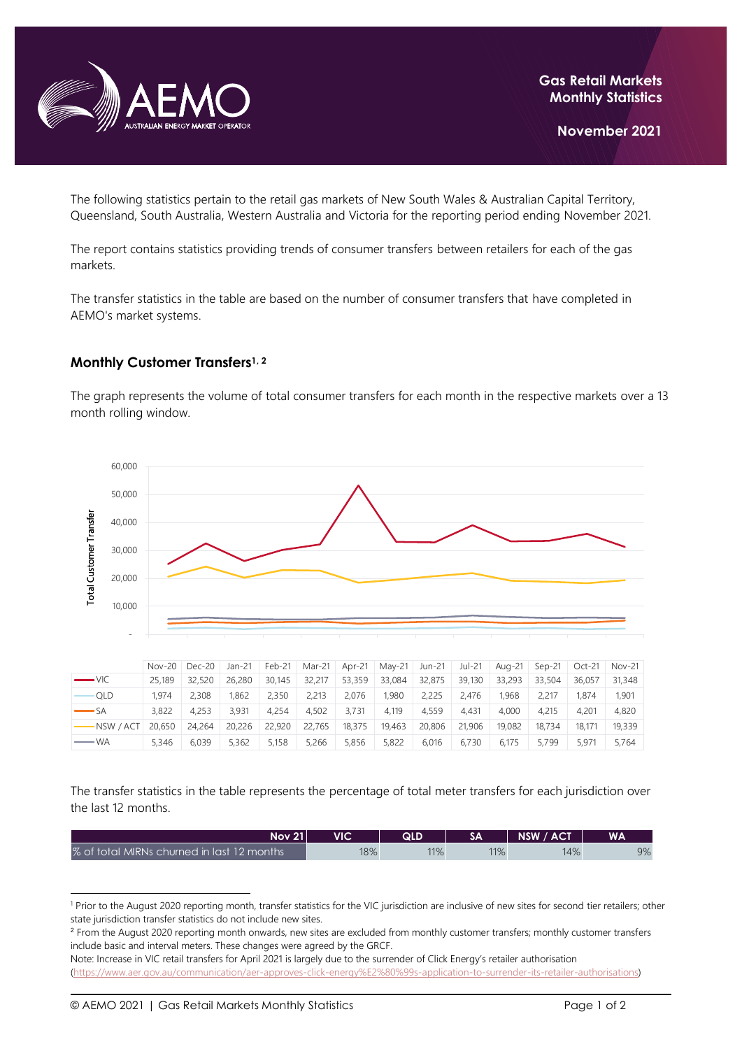**Gas Retail Markets Monthly Statistics**

**November 2021**

The following statistics pertain to the retail gas markets of New South Wales & Australian Capital Territory, Queensland, South Australia, Western Australia and Victoria for the reporting period ending November 2021.

The report contains statistics providing trends of consumer transfers between retailers for each of the gas markets.

The transfer statistics in the table are based on the number of consumer transfers that have completed in AEMO's market systems.

## Monthly Customer Transfers[1, 2]

The graph represents the volume of total consumer transfers for each month in the respective markets over a 13 month rolling window.

| | Nov-20 | Dec-20 | Jan-21 | Feb-21 | Mar-21 | Apr-21 | May-21 | Jun-21 | Jul-21 | Aug-21 | Sep-21 | Oct-21 | Nov-21 |
|---|---|---|---|---|---|---|---|---|---|---|---|---|---|
| VIC | 25,189 | 32,520 | 26,280 | 30,145 | 32,217 | 53,359 | 33,084 | 32,875 | 39,130 | 33,293 | 33,504 | 36,057 | 31,348 |
| QLD | 1,974 | 2,308 | 1,862 | 2,350 | 2,213 | 2,076 | 1,980 | 2,225 | 2,476 | 1,968 | 2,217 | 1,874 | 1,901 |
| SA | 3,822 | 4,253 | 3,931 | 4,254 | 4,502 | 3,731 | 4,119 | 4,559 | 4,431 | 4,000 | 4,215 | 4,201 | 4,820 |
| NSW / ACT | 20,650 | 24,264 | 20,226 | 22,920 | 22,765 | 18,375 | 19,463 | 20,806 | 21,906 | 19,082 | 18,734 | 18,171 | 19,339 |
| WA | 5,346 | 6,039 | 5,362 | 5,158 | 5,266 | 5,856 | 5,822 | 6,016 | 6,730 | 6,175 | 5,799 | 5,971 | 5,764 |

The transfer statistics in the table represents the percentage of total meter transfers for each jurisdiction over the last 12 months.

| Nov 21 | VIC | QLD | SA | NSW / ACT | WA |
|---|---|---|---|---|---|
| % of total MIRNs churned in last 12 months | 18% | 11% | 11% | 14% | 9% |

[1] Prior to the August 2020 reporting month, transfer statistics for the VIC jurisdiction are inclusive of new sites for second tier retailers; other state jurisdiction transfer statistics do not include new sites.

[2] From the August 2020 reporting month onwards, new sites are excluded from monthly customer transfers; monthly customer transfers include basic and interval meters. These changes were agreed by the GRCF.

Note: Increase in VIC retail transfers for April 2021 is largely due to the surrender of Click Energy's retailer authorisation (https://www.aer.gov.au/communication/aer-approves-click-energy%E2%80%99s-application-to-surrender-its-retailer-authorisations)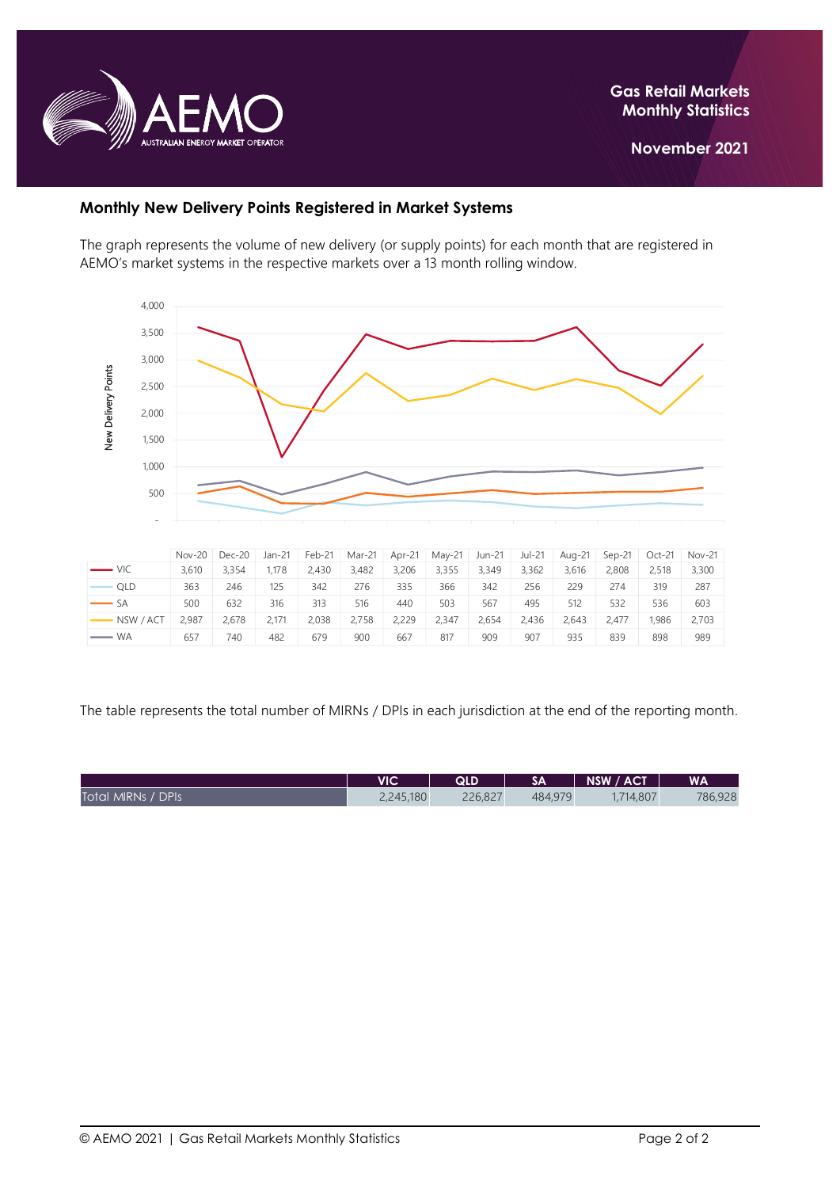Gas Retail Markets Monthly Statistics

November 2021

## Monthly New Delivery Points Registered in Market Systems

The graph represents the volume of new delivery (or supply points) for each month that are registered in AEMO's market systems in the respective markets over a 13 month rolling window.

New Delivery Points

4,000
3,500
3,000
2,500
2,000
1,500
1,000
500
-

| | Nov-20 | Dec-20 | Jan-21 | Feb-21 | Mar-21 | Apr-21 | May-21 | Jun-21 | Jul-21 | Aug-21 | Sep-21 | Oct-21 | Nov-21 |
|---|---|---|---|---|---|---|---|---|---|---|---|---|---|
| VIC | 3,610 | 3,354 | 1,178 | 2,430 | 3,482 | 3,206 | 3,355 | 3,349 | 3,362 | 3,616 | 2,808 | 2,518 | 3,300 |
| QLD | 363 | 246 | 125 | 342 | 276 | 335 | 366 | 342 | 256 | 229 | 274 | 319 | 287 |
| SA | 500 | 632 | 316 | 313 | 516 | 440 | 503 | 567 | 495 | 512 | 532 | 536 | 603 |
| NSW / ACT | 2,987 | 2,678 | 2,171 | 2,038 | 2,758 | 2,229 | 2,347 | 2,654 | 2,436 | 2,643 | 2,477 | 1,986 | 2,703 |
| WA | 657 | 740 | 482 | 679 | 900 | 667 | 817 | 909 | 907 | 935 | 839 | 898 | 989 |

The table represents the total number of MIRNs / DPIs in each jurisdiction at the end of the reporting month.

| | VIC | QLD | SA | NSW / ACT | WA |
|---|---|---|---|---|---|
| Total MIRNs / DPIs | 2,245,180 | 226,827 | 484,979 | 1,714,807 | 786,928 |